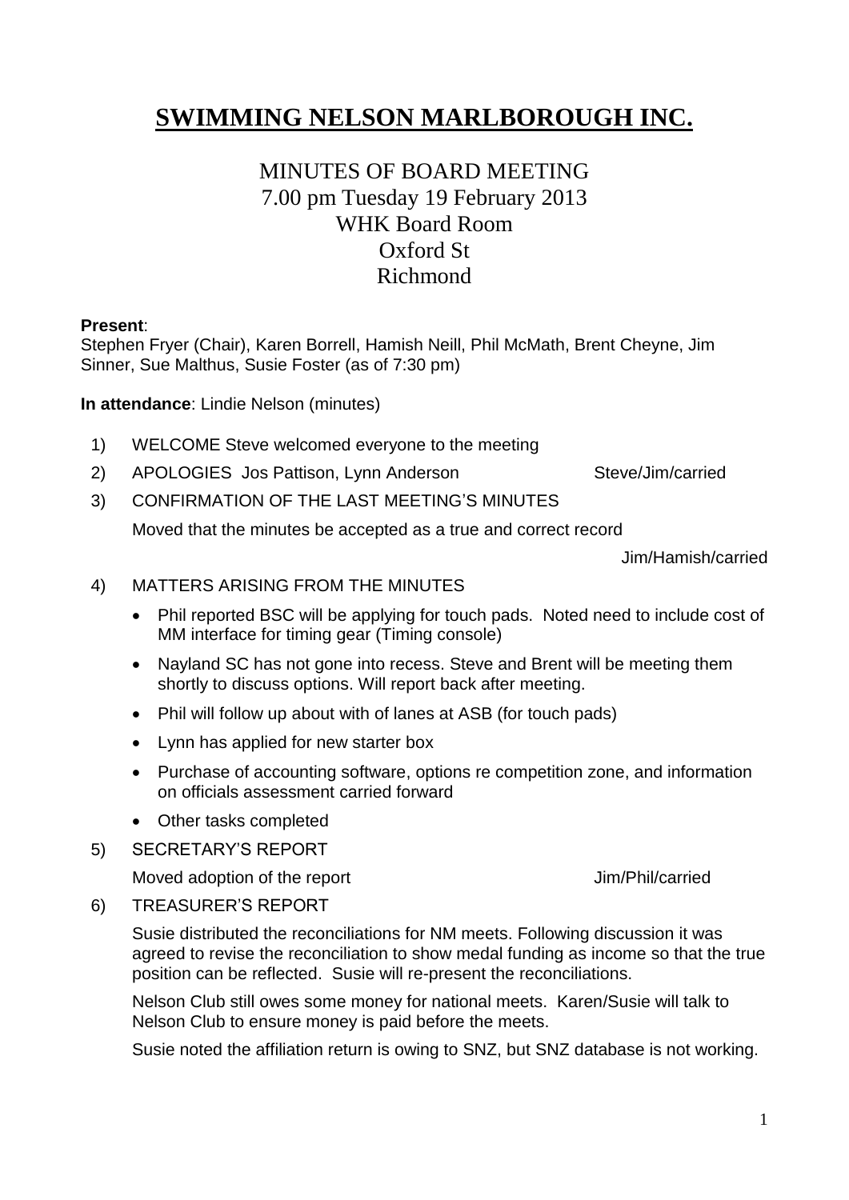# SWIMMING NELSON MARLBOROUGH INC.

MINUTES OF BOARD MEETING
7.00 pm Tuesday 19 February 2013
WHK Board Room
Oxford St
Richmond

**Present**:
Stephen Fryer (Chair), Karen Borrell, Hamish Neill, Phil McMath, Brent Cheyne, Jim Sinner, Sue Malthus, Susie Foster (as of 7:30 pm)

**In attendance**: Lindie Nelson (minutes)

1) WELCOME Steve welcomed everyone to the meeting

2) APOLOGIES Jos Pattison, Lynn Anderson — Steve/Jim/carried

3) CONFIRMATION OF THE LAST MEETING'S MINUTES

   Moved that the minutes be accepted as a true and correct record

   Jim/Hamish/carried

4) MATTERS ARISING FROM THE MINUTES

   - Phil reported BSC will be applying for touch pads. Noted need to include cost of MM interface for timing gear (Timing console)
   - Nayland SC has not gone into recess. Steve and Brent will be meeting them shortly to discuss options. Will report back after meeting.
   - Phil will follow up about with of lanes at ASB (for touch pads)
   - Lynn has applied for new starter box
   - Purchase of accounting software, options re competition zone, and information on officials assessment carried forward
   - Other tasks completed

5) SECRETARY'S REPORT

   Moved adoption of the report — Jim/Phil/carried

6) TREASURER'S REPORT

   Susie distributed the reconciliations for NM meets. Following discussion it was agreed to revise the reconciliation to show medal funding as income so that the true position can be reflected. Susie will re-present the reconciliations.

   Nelson Club still owes some money for national meets. Karen/Susie will talk to Nelson Club to ensure money is paid before the meets.

   Susie noted the affiliation return is owing to SNZ, but SNZ database is not working.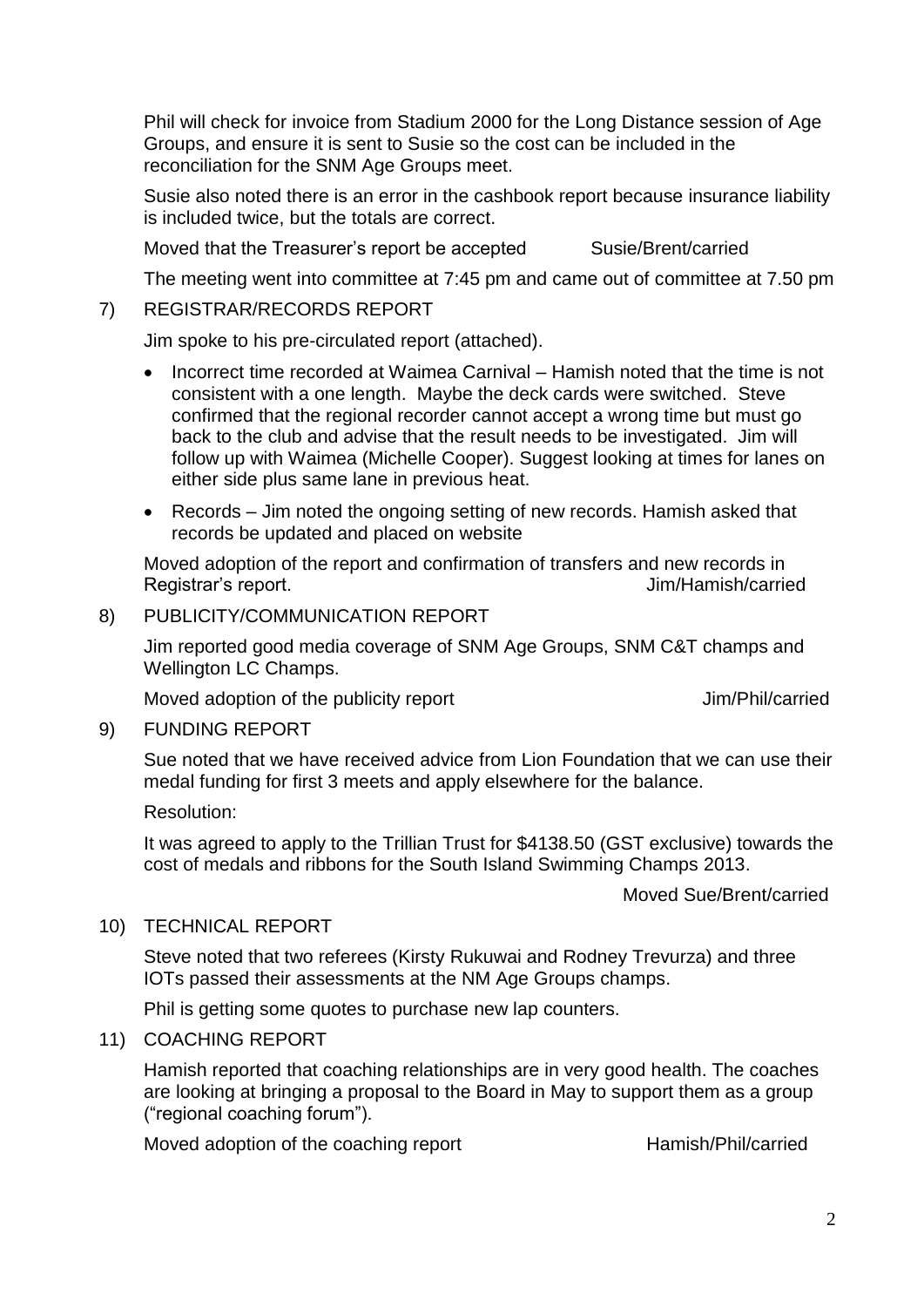Phil will check for invoice from Stadium 2000 for the Long Distance session of Age Groups, and ensure it is sent to Susie so the cost can be included in the reconciliation for the SNM Age Groups meet.

Susie also noted there is an error in the cashbook report because insurance liability is included twice, but the totals are correct.

Moved that the Treasurer's report be accepted Susie/Brent/carried

The meeting went into committee at 7:45 pm and came out of committee at 7.50 pm

7) REGISTRAR/RECORDS REPORT

Jim spoke to his pre-circulated report (attached).

- Incorrect time recorded at Waimea Carnival – Hamish noted that the time is not consistent with a one length. Maybe the deck cards were switched. Steve confirmed that the regional recorder cannot accept a wrong time but must go back to the club and advise that the result needs to be investigated. Jim will follow up with Waimea (Michelle Cooper). Suggest looking at times for lanes on either side plus same lane in previous heat.
- Records – Jim noted the ongoing setting of new records. Hamish asked that records be updated and placed on website

Moved adoption of the report and confirmation of transfers and new records in Registrar's report. Jim/Hamish/carried

8) PUBLICITY/COMMUNICATION REPORT

Jim reported good media coverage of SNM Age Groups, SNM C&T champs and Wellington LC Champs.

Moved adoption of the publicity report Jim/Phil/carried

9) FUNDING REPORT

Sue noted that we have received advice from Lion Foundation that we can use their medal funding for first 3 meets and apply elsewhere for the balance.

Resolution:

It was agreed to apply to the Trillian Trust for $4138.50 (GST exclusive) towards the cost of medals and ribbons for the South Island Swimming Champs 2013.

Moved Sue/Brent/carried

10) TECHNICAL REPORT

Steve noted that two referees (Kirsty Rukuwai and Rodney Trevurza) and three IOTs passed their assessments at the NM Age Groups champs.

Phil is getting some quotes to purchase new lap counters.

11) COACHING REPORT

Hamish reported that coaching relationships are in very good health. The coaches are looking at bringing a proposal to the Board in May to support them as a group ("regional coaching forum").

Moved adoption of the coaching report Hamish/Phil/carried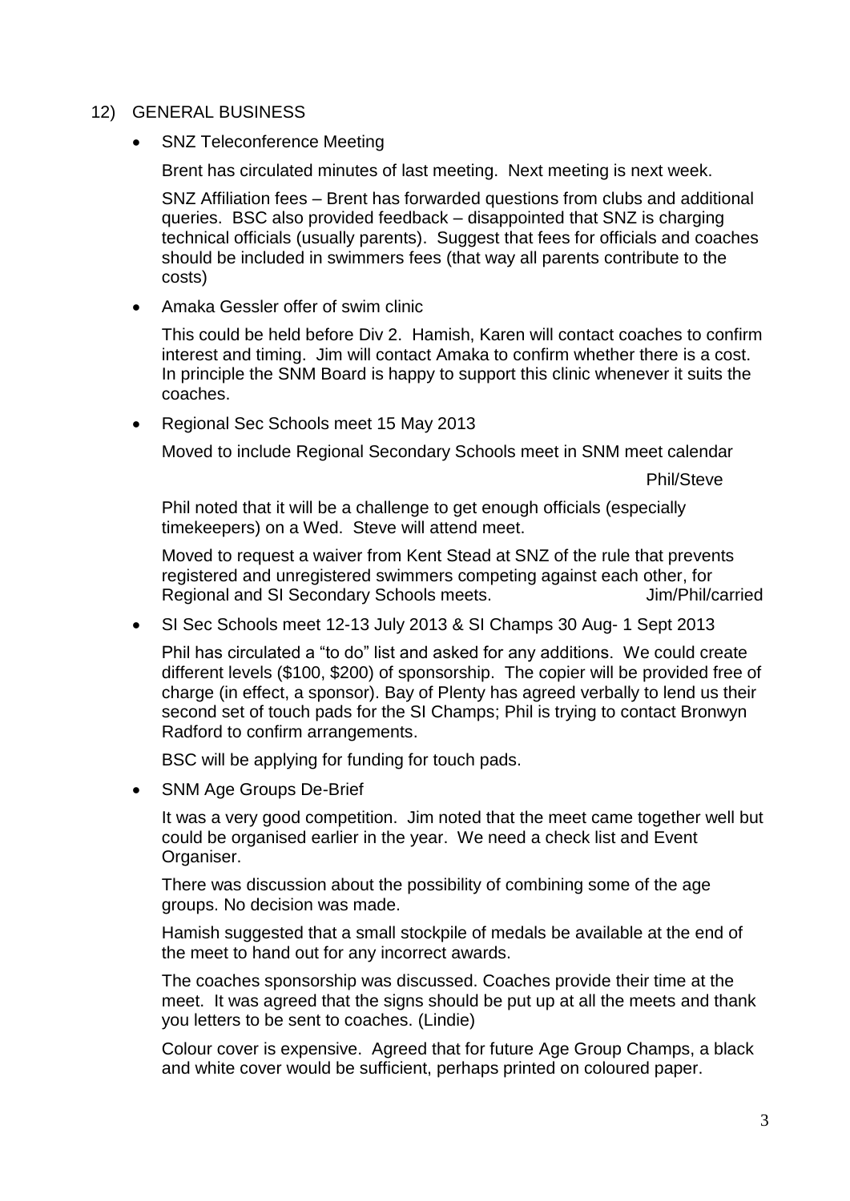12) GENERAL BUSINESS

- SNZ Teleconference Meeting

  Brent has circulated minutes of last meeting. Next meeting is next week.

  SNZ Affiliation fees – Brent has forwarded questions from clubs and additional queries. BSC also provided feedback – disappointed that SNZ is charging technical officials (usually parents). Suggest that fees for officials and coaches should be included in swimmers fees (that way all parents contribute to the costs)

- Amaka Gessler offer of swim clinic

  This could be held before Div 2. Hamish, Karen will contact coaches to confirm interest and timing. Jim will contact Amaka to confirm whether there is a cost. In principle the SNM Board is happy to support this clinic whenever it suits the coaches.

- Regional Sec Schools meet 15 May 2013

  Moved to include Regional Secondary Schools meet in SNM meet calendar

  Phil/Steve

  Phil noted that it will be a challenge to get enough officials (especially timekeepers) on a Wed. Steve will attend meet.

  Moved to request a waiver from Kent Stead at SNZ of the rule that prevents registered and unregistered swimmers competing against each other, for Regional and SI Secondary Schools meets. Jim/Phil/carried

- SI Sec Schools meet 12-13 July 2013 & SI Champs 30 Aug- 1 Sept 2013

  Phil has circulated a "to do" list and asked for any additions. We could create different levels ($100, $200) of sponsorship. The copier will be provided free of charge (in effect, a sponsor). Bay of Plenty has agreed verbally to lend us their second set of touch pads for the SI Champs; Phil is trying to contact Bronwyn Radford to confirm arrangements.

  BSC will be applying for funding for touch pads.

- SNM Age Groups De-Brief

  It was a very good competition. Jim noted that the meet came together well but could be organised earlier in the year. We need a check list and Event Organiser.

  There was discussion about the possibility of combining some of the age groups. No decision was made.

  Hamish suggested that a small stockpile of medals be available at the end of the meet to hand out for any incorrect awards.

  The coaches sponsorship was discussed. Coaches provide their time at the meet. It was agreed that the signs should be put up at all the meets and thank you letters to be sent to coaches. (Lindie)

  Colour cover is expensive. Agreed that for future Age Group Champs, a black and white cover would be sufficient, perhaps printed on coloured paper.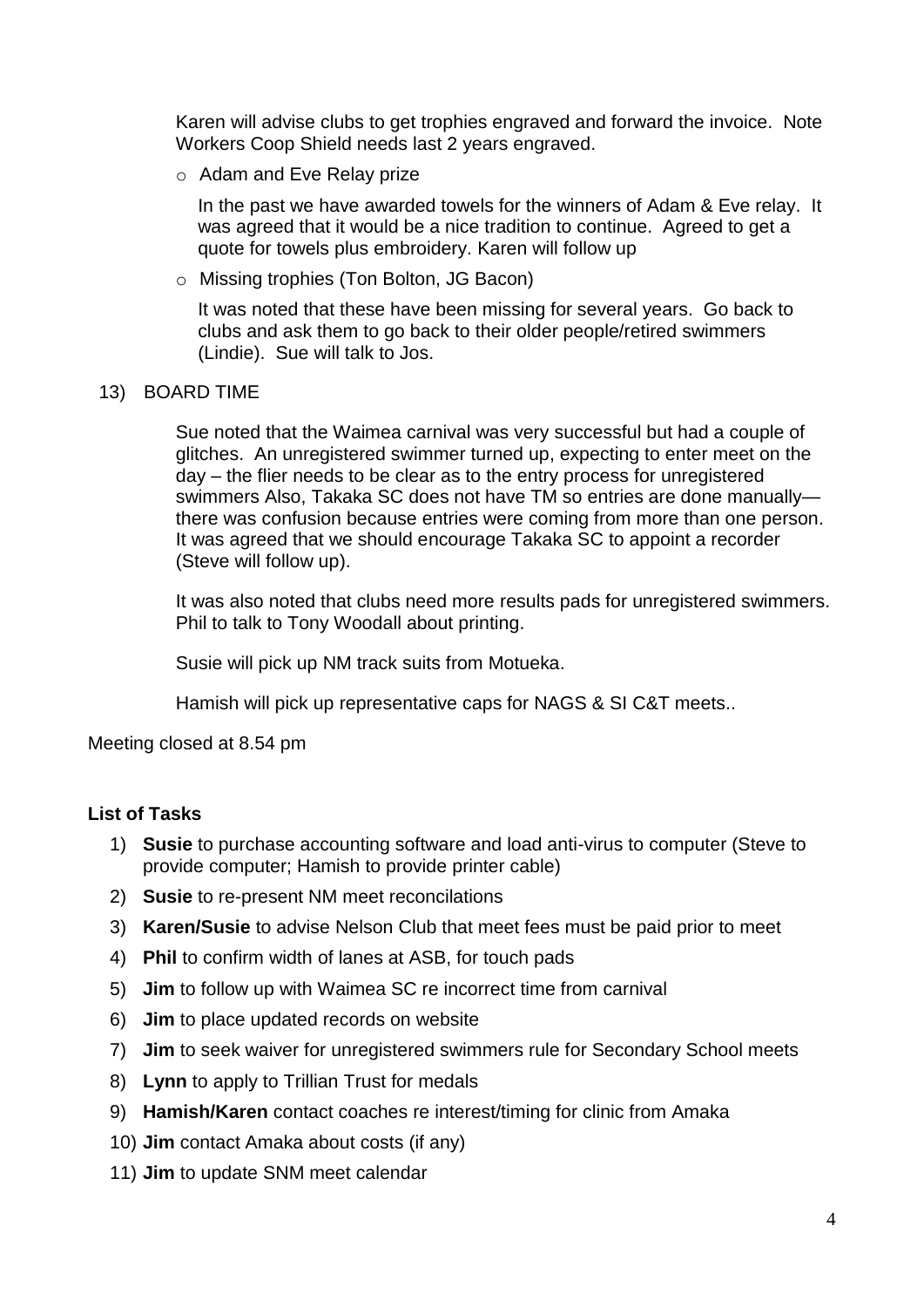Karen will advise clubs to get trophies engraved and forward the invoice. Note Workers Coop Shield needs last 2 years engraved.

- Adam and Eve Relay prize

  In the past we have awarded towels for the winners of Adam & Eve relay. It was agreed that it would be a nice tradition to continue. Agreed to get a quote for towels plus embroidery. Karen will follow up

- Missing trophies (Ton Bolton, JG Bacon)

  It was noted that these have been missing for several years. Go back to clubs and ask them to go back to their older people/retired swimmers (Lindie). Sue will talk to Jos.

13) BOARD TIME

    Sue noted that the Waimea carnival was very successful but had a couple of glitches. An unregistered swimmer turned up, expecting to enter meet on the day – the flier needs to be clear as to the entry process for unregistered swimmers Also, Takaka SC does not have TM so entries are done manually—there was confusion because entries were coming from more than one person. It was agreed that we should encourage Takaka SC to appoint a recorder (Steve will follow up).

    It was also noted that clubs need more results pads for unregistered swimmers. Phil to talk to Tony Woodall about printing.

    Susie will pick up NM track suits from Motueka.

    Hamish will pick up representative caps for NAGS & SI C&T meets..

Meeting closed at 8.54 pm

**List of Tasks**

1) **Susie** to purchase accounting software and load anti-virus to computer (Steve to provide computer; Hamish to provide printer cable)
2) **Susie** to re-present NM meet reconcilations
3) **Karen/Susie** to advise Nelson Club that meet fees must be paid prior to meet
4) **Phil** to confirm width of lanes at ASB, for touch pads
5) **Jim** to follow up with Waimea SC re incorrect time from carnival
6) **Jim** to place updated records on website
7) **Jim** to seek waiver for unregistered swimmers rule for Secondary School meets
8) **Lynn** to apply to Trillian Trust for medals
9) **Hamish/Karen** contact coaches re interest/timing for clinic from Amaka
10) **Jim** contact Amaka about costs (if any)
11) **Jim** to update SNM meet calendar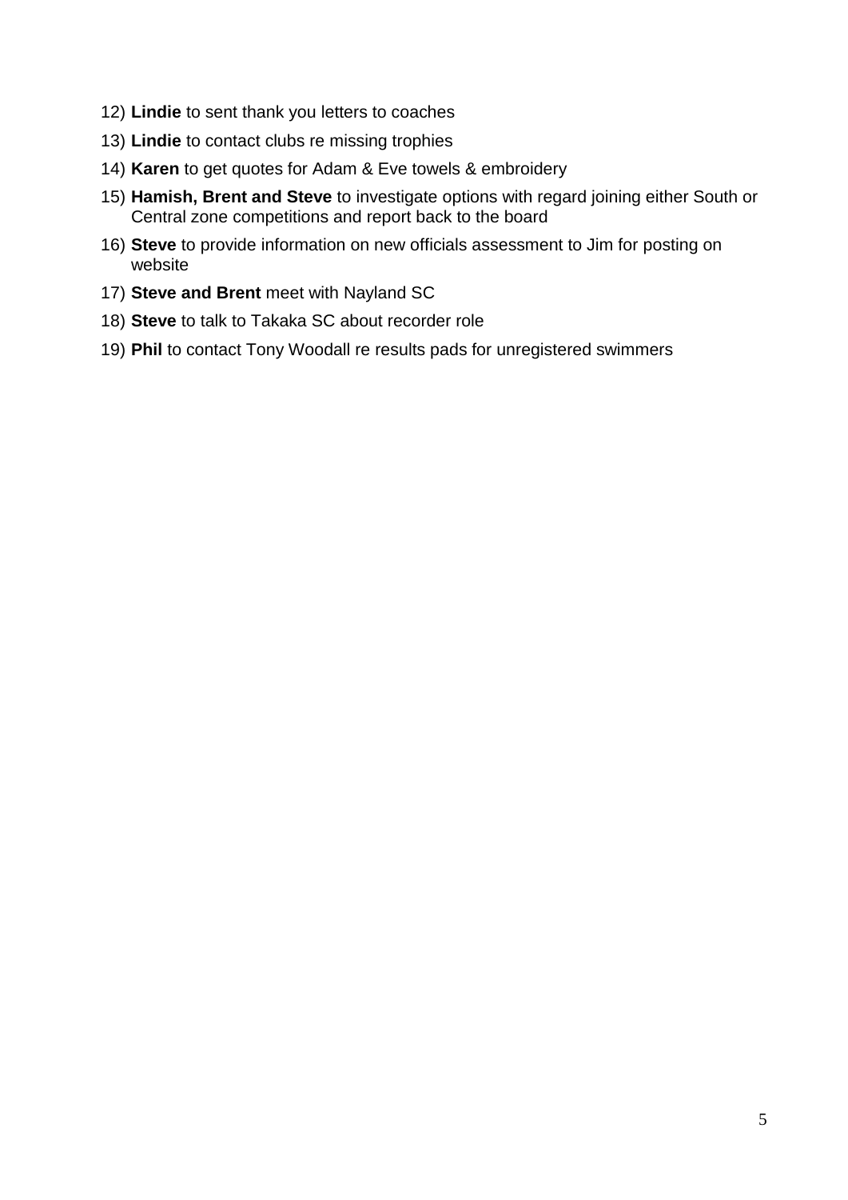12) **Lindie** to sent thank you letters to coaches
13) **Lindie** to contact clubs re missing trophies
14) **Karen** to get quotes for Adam & Eve towels & embroidery
15) **Hamish, Brent and Steve** to investigate options with regard joining either South or Central zone competitions and report back to the board
16) **Steve** to provide information on new officials assessment to Jim for posting on website
17) **Steve and Brent** meet with Nayland SC
18) **Steve** to talk to Takaka SC about recorder role
19) **Phil** to contact Tony Woodall re results pads for unregistered swimmers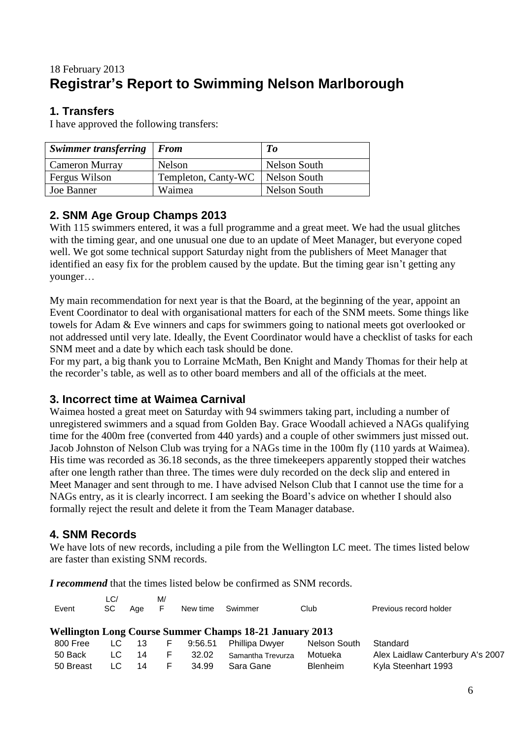18 February 2013

# Registrar's Report to Swimming Nelson Marlborough

## 1. Transfers

I have approved the following transfers:

| *Swimmer transferring* | *From* | *To* |
|---|---|---|
| Cameron Murray | Nelson | Nelson South |
| Fergus Wilson | Templeton, Canty-WC | Nelson South |
| Joe Banner | Waimea | Nelson South |

## 2. SNM Age Group Champs 2013

With 115 swimmers entered, it was a full programme and a great meet. We had the usual glitches with the timing gear, and one unusual one due to an update of Meet Manager, but everyone coped well. We got some technical support Saturday night from the publishers of Meet Manager that identified an easy fix for the problem caused by the update. But the timing gear isn't getting any younger…

My main recommendation for next year is that the Board, at the beginning of the year, appoint an Event Coordinator to deal with organisational matters for each of the SNM meets. Some things like towels for Adam & Eve winners and caps for swimmers going to national meets got overlooked or not addressed until very late. Ideally, the Event Coordinator would have a checklist of tasks for each SNM meet and a date by which each task should be done.

For my part, a big thank you to Lorraine McMath, Ben Knight and Mandy Thomas for their help at the recorder's table, as well as to other board members and all of the officials at the meet.

## 3. Incorrect time at Waimea Carnival

Waimea hosted a great meet on Saturday with 94 swimmers taking part, including a number of unregistered swimmers and a squad from Golden Bay. Grace Woodall achieved a NAGs qualifying time for the 400m free (converted from 440 yards) and a couple of other swimmers just missed out. Jacob Johnston of Nelson Club was trying for a NAGs time in the 100m fly (110 yards at Waimea). His time was recorded as 36.18 seconds, as the three timekeepers apparently stopped their watches after one length rather than three. The times were duly recorded on the deck slip and entered in Meet Manager and sent through to me. I have advised Nelson Club that I cannot use the time for a NAGs entry, as it is clearly incorrect. I am seeking the Board's advice on whether I should also formally reject the result and delete it from the Team Manager database.

## 4. SNM Records

We have lots of new records, including a pile from the Wellington LC meet. The times listed below are faster than existing SNM records.

***I recommend*** that the times listed below be confirmed as SNM records.

| Event | LC/ SC | Age | M/ F | New time | Swimmer | Club | Previous record holder |
|---|---|---|---|---|---|---|---|
| **Wellington Long Course Summer Champs 18-21 January 2013** | | | | | | | |
| 800 Free | LC | 13 | F | 9:56.51 | Phillipa Dwyer | Nelson South | Standard |
| 50 Back | LC | 14 | F | 32.02 | Samantha Trevurza | Motueka | Alex Laidlaw Canterbury A's 2007 |
| 50 Breast | LC | 14 | F | 34.99 | Sara Gane | Blenheim | Kyla Steenhart 1993 |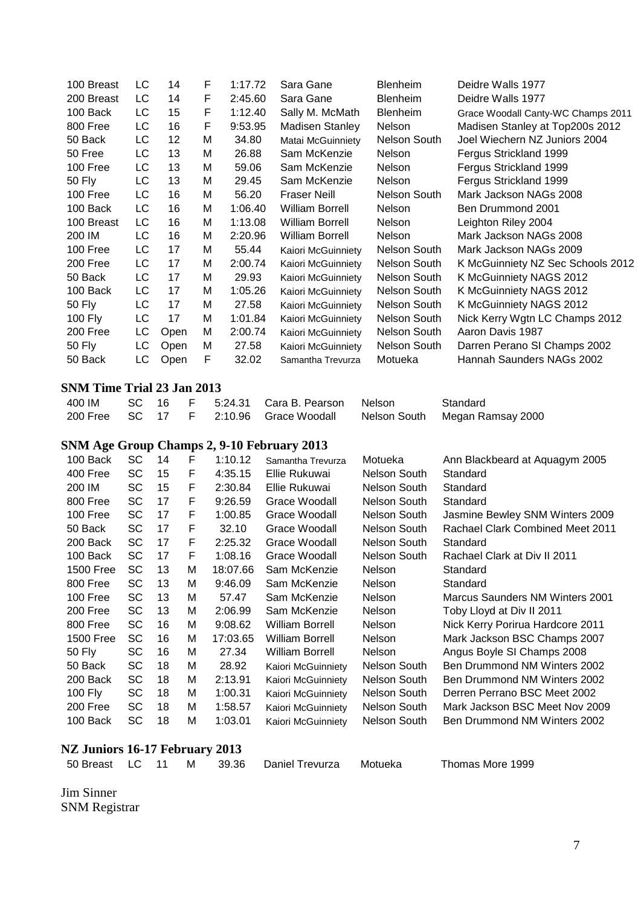| | | | | | | | |
|---|---|---|---|---|---|---|---|
| 100 Breast | LC | 14 | F | 1:17.72 | Sara Gane | Blenheim | Deidre Walls 1977 |
| 200 Breast | LC | 14 | F | 2:45.60 | Sara Gane | Blenheim | Deidre Walls 1977 |
| 100 Back | LC | 15 | F | 1:12.40 | Sally M. McMath | Blenheim | Grace Woodall Canty-WC Champs 2011 |
| 800 Free | LC | 16 | F | 9:53.95 | Madisen Stanley | Nelson | Madisen Stanley at Top200s 2012 |
| 50 Back | LC | 12 | M | 34.80 | Matai McGuinniety | Nelson South | Joel Wiechern NZ Juniors 2004 |
| 50 Free | LC | 13 | M | 26.88 | Sam McKenzie | Nelson | Fergus Strickland 1999 |
| 100 Free | LC | 13 | M | 59.06 | Sam McKenzie | Nelson | Fergus Strickland 1999 |
| 50 Fly | LC | 13 | M | 29.45 | Sam McKenzie | Nelson | Fergus Strickland 1999 |
| 100 Free | LC | 16 | M | 56.20 | Fraser Neill | Nelson South | Mark Jackson NAGs 2008 |
| 100 Back | LC | 16 | M | 1:06.40 | William Borrell | Nelson | Ben Drummond 2001 |
| 100 Breast | LC | 16 | M | 1:13.08 | William Borrell | Nelson | Leighton Riley 2004 |
| 200 IM | LC | 16 | M | 2:20.96 | William Borrell | Nelson | Mark Jackson NAGs 2008 |
| 100 Free | LC | 17 | M | 55.44 | Kaiori McGuinniety | Nelson South | Mark Jackson NAGs 2009 |
| 200 Free | LC | 17 | M | 2:00.74 | Kaiori McGuinniety | Nelson South | K McGuinniety NZ Sec Schools 2012 |
| 50 Back | LC | 17 | M | 29.93 | Kaiori McGuinniety | Nelson South | K McGuinniety NAGS 2012 |
| 100 Back | LC | 17 | M | 1:05.26 | Kaiori McGuinniety | Nelson South | K McGuinniety NAGS 2012 |
| 50 Fly | LC | 17 | M | 27.58 | Kaiori McGuinniety | Nelson South | K McGuinniety NAGS 2012 |
| 100 Fly | LC | 17 | M | 1:01.84 | Kaiori McGuinniety | Nelson South | Nick Kerry Wgtn LC Champs 2012 |
| 200 Free | LC | Open | M | 2:00.74 | Kaiori McGuinniety | Nelson South | Aaron Davis 1987 |
| 50 Fly | LC | Open | M | 27.58 | Kaiori McGuinniety | Nelson South | Darren Perano SI Champs 2002 |
| 50 Back | LC | Open | F | 32.02 | Samantha Trevurza | Motueka | Hannah Saunders NAGs 2002 |

## SNM Time Trial 23 Jan 2013

| | | | | | | | |
|---|---|---|---|---|---|---|---|
| 400 IM | SC | 16 | F | 5:24.31 | Cara B. Pearson | Nelson | Standard |
| 200 Free | SC | 17 | F | 2:10.96 | Grace Woodall | Nelson South | Megan Ramsay 2000 |

## SNM Age Group Champs 2, 9-10 February 2013

| | | | | | | | |
|---|---|---|---|---|---|---|---|
| 100 Back | SC | 14 | F | 1:10.12 | Samantha Trevurza | Motueka | Ann Blackbeard at Aquagym 2005 |
| 400 Free | SC | 15 | F | 4:35.15 | Ellie Rukuwai | Nelson South | Standard |
| 200 IM | SC | 15 | F | 2:30.84 | Ellie Rukuwai | Nelson South | Standard |
| 800 Free | SC | 17 | F | 9:26.59 | Grace Woodall | Nelson South | Standard |
| 100 Free | SC | 17 | F | 1:00.85 | Grace Woodall | Nelson South | Jasmine Bewley SNM Winters 2009 |
| 50 Back | SC | 17 | F | 32.10 | Grace Woodall | Nelson South | Rachael Clark Combined Meet 2011 |
| 200 Back | SC | 17 | F | 2:25.32 | Grace Woodall | Nelson South | Standard |
| 100 Back | SC | 17 | F | 1:08.16 | Grace Woodall | Nelson South | Rachael Clark at Div II 2011 |
| 1500 Free | SC | 13 | M | 18:07.66 | Sam McKenzie | Nelson | Standard |
| 800 Free | SC | 13 | M | 9:46.09 | Sam McKenzie | Nelson | Standard |
| 100 Free | SC | 13 | M | 57.47 | Sam McKenzie | Nelson | Marcus Saunders NM Winters 2001 |
| 200 Free | SC | 13 | M | 2:06.99 | Sam McKenzie | Nelson | Toby Lloyd at Div II 2011 |
| 800 Free | SC | 16 | M | 9:08.62 | William Borrell | Nelson | Nick Kerry Porirua Hardcore 2011 |
| 1500 Free | SC | 16 | M | 17:03.65 | William Borrell | Nelson | Mark Jackson BSC Champs 2007 |
| 50 Fly | SC | 16 | M | 27.34 | William Borrell | Nelson | Angus Boyle SI Champs 2008 |
| 50 Back | SC | 18 | M | 28.92 | Kaiori McGuinniety | Nelson South | Ben Drummond NM Winters 2002 |
| 200 Back | SC | 18 | M | 2:13.91 | Kaiori McGuinniety | Nelson South | Ben Drummond NM Winters 2002 |
| 100 Fly | SC | 18 | M | 1:00.31 | Kaiori McGuinniety | Nelson South | Derren Perrano BSC Meet 2002 |
| 200 Free | SC | 18 | M | 1:58.57 | Kaiori McGuinniety | Nelson South | Mark Jackson BSC Meet Nov 2009 |
| 100 Back | SC | 18 | M | 1:03.01 | Kaiori McGuinniety | Nelson South | Ben Drummond NM Winters 2002 |

## NZ Juniors 16-17 February 2013

| | | | | | | | |
|---|---|---|---|---|---|---|---|
| 50 Breast | LC | 11 | M | 39.36 | Daniel Trevurza | Motueka | Thomas More 1999 |

Jim Sinner
SNM Registrar